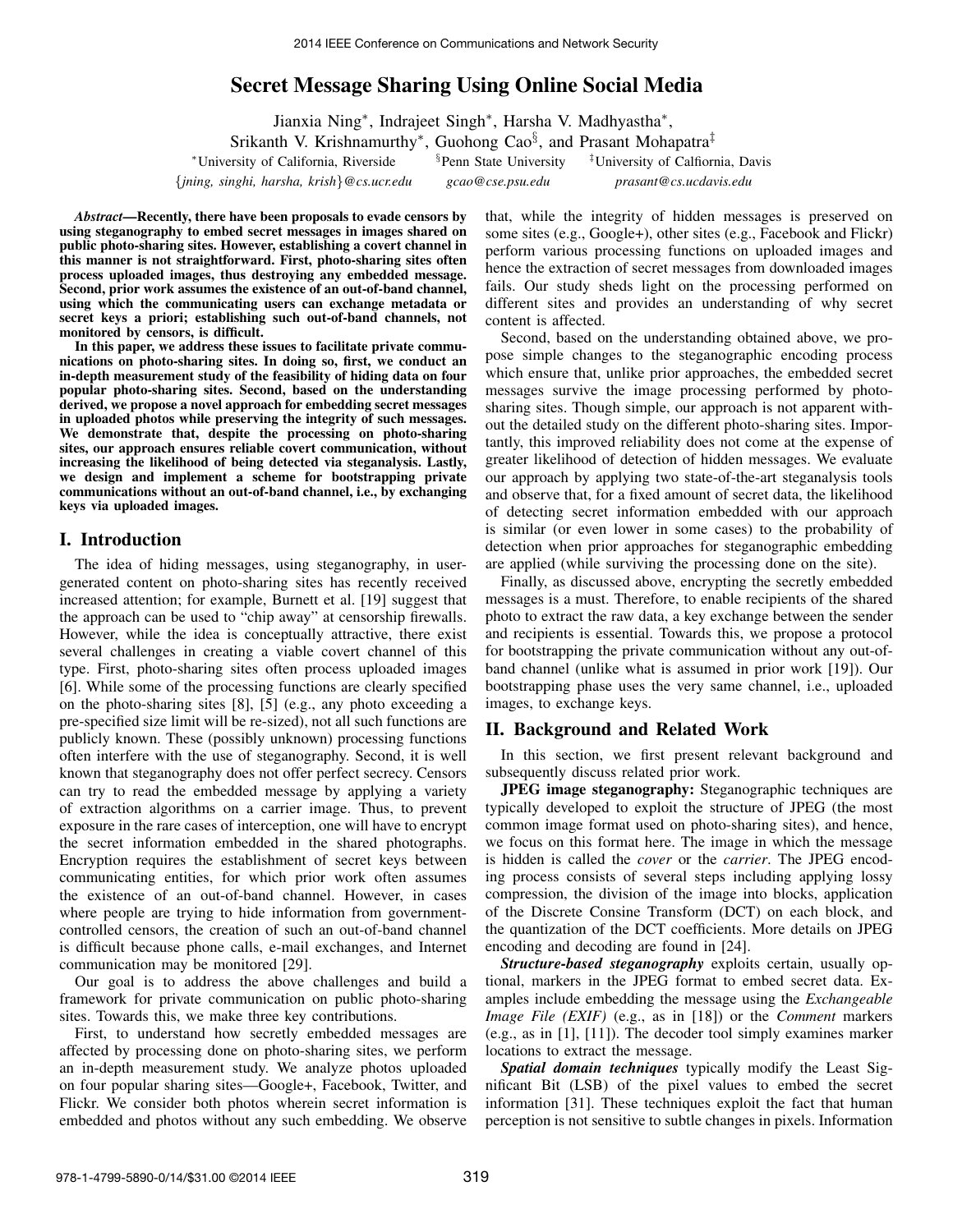# Secret Message Sharing Using Online Social Media

Jianxia Ning*, Indrajeet Singh*, Harsha V. Madhyastha*,
Srikanth V. Krishnamurthy*, Guohong Cao§, and Prasant Mohapatra‡

*University of California, Riverside §Penn State University ‡University of Calfiornia, Davis

{jning, singhi, harsha, krish}@cs.ucr.edu gcao@cse.psu.edu prasant@cs.ucdavis.edu

***Abstract*—Recently, there have been proposals to evade censors by using steganography to embed secret messages in images shared on public photo-sharing sites. However, establishing a covert channel in this manner is not straightforward. First, photo-sharing sites often process uploaded images, thus destroying any embedded message. Second, prior work assumes the existence of an out-of-band channel, using which the communicating users can exchange metadata or secret keys a priori; establishing such out-of-band channels, not monitored by censors, is difficult.**

**In this paper, we address these issues to facilitate private communications on photo-sharing sites. In doing so, first, we conduct an in-depth measurement study of the feasibility of hiding data on four popular photo-sharing sites. Second, based on the understanding derived, we propose a novel approach for embedding secret messages in uploaded photos while preserving the integrity of such messages. We demonstrate that, despite the processing on photo-sharing sites, our approach ensures reliable covert communication, without increasing the likelihood of being detected via steganalysis. Lastly, we design and implement a scheme for bootstrapping private communications without an out-of-band channel, i.e., by exchanging keys via uploaded images.**

## I. Introduction

The idea of hiding messages, using steganography, in user-generated content on photo-sharing sites has recently received increased attention; for example, Burnett et al. [19] suggest that the approach can be used to "chip away" at censorship firewalls. However, while the idea is conceptually attractive, there exist several challenges in creating a viable covert channel of this type. First, photo-sharing sites often process uploaded images [6]. While some of the processing functions are clearly specified on the photo-sharing sites [8], [5] (e.g., any photo exceeding a pre-specified size limit will be re-sized), not all such functions are publicly known. These (possibly unknown) processing functions often interfere with the use of steganography. Second, it is well known that steganography does not offer perfect secrecy. Censors can try to read the embedded message by applying a variety of extraction algorithms on a carrier image. Thus, to prevent exposure in the rare cases of interception, one will have to encrypt the secret information embedded in the shared photographs. Encryption requires the establishment of secret keys between communicating entities, for which prior work often assumes the existence of an out-of-band channel. However, in cases where people are trying to hide information from government-controlled censors, the creation of such an out-of-band channel is difficult because phone calls, e-mail exchanges, and Internet communication may be monitored [29].

Our goal is to address the above challenges and build a framework for private communication on public photo-sharing sites. Towards this, we make three key contributions.

First, to understand how secretly embedded messages are affected by processing done on photo-sharing sites, we perform an in-depth measurement study. We analyze photos uploaded on four popular sharing sites—Google+, Facebook, Twitter, and Flickr. We consider both photos wherein secret information is embedded and photos without any such embedding. We observe that, while the integrity of hidden messages is preserved on some sites (e.g., Google+), other sites (e.g., Facebook and Flickr) perform various processing functions on uploaded images and hence the extraction of secret messages from downloaded images fails. Our study sheds light on the processing performed on different sites and provides an understanding of why secret content is affected.

Second, based on the understanding obtained above, we propose simple changes to the steganographic encoding process which ensure that, unlike prior approaches, the embedded secret messages survive the image processing performed by photo-sharing sites. Though simple, our approach is not apparent without the detailed study on the different photo-sharing sites. Importantly, this improved reliability does not come at the expense of greater likelihood of detection of hidden messages. We evaluate our approach by applying two state-of-the-art steganalysis tools and observe that, for a fixed amount of secret data, the likelihood of detecting secret information embedded with our approach is similar (or even lower in some cases) to the probability of detection when prior approaches for steganographic embedding are applied (while surviving the processing done on the site).

Finally, as discussed above, encrypting the secretly embedded messages is a must. Therefore, to enable recipients of the shared photo to extract the raw data, a key exchange between the sender and recipients is essential. Towards this, we propose a protocol for bootstrapping the private communication without any out-of-band channel (unlike what is assumed in prior work [19]). Our bootstrapping phase uses the very same channel, i.e., uploaded images, to exchange keys.

## II. Background and Related Work

In this section, we first present relevant background and subsequently discuss related prior work.

**JPEG image steganography:** Steganographic techniques are typically developed to exploit the structure of JPEG (the most common image format used on photo-sharing sites), and hence, we focus on this format here. The image in which the message is hidden is called the *cover* or the *carrier*. The JPEG encoding process consists of several steps including applying lossy compression, the division of the image into blocks, application of the Discrete Consine Transform (DCT) on each block, and the quantization of the DCT coefficients. More details on JPEG encoding and decoding are found in [24].

***Structure-based steganography*** exploits certain, usually optional, markers in the JPEG format to embed secret data. Examples include embedding the message using the *Exchangeable Image File (EXIF)* (e.g., as in [18]) or the *Comment* markers (e.g., as in [1], [11]). The decoder tool simply examines marker locations to extract the message.

***Spatial domain techniques*** typically modify the Least Significant Bit (LSB) of the pixel values to embed the secret information [31]. These techniques exploit the fact that human perception is not sensitive to subtle changes in pixels. Information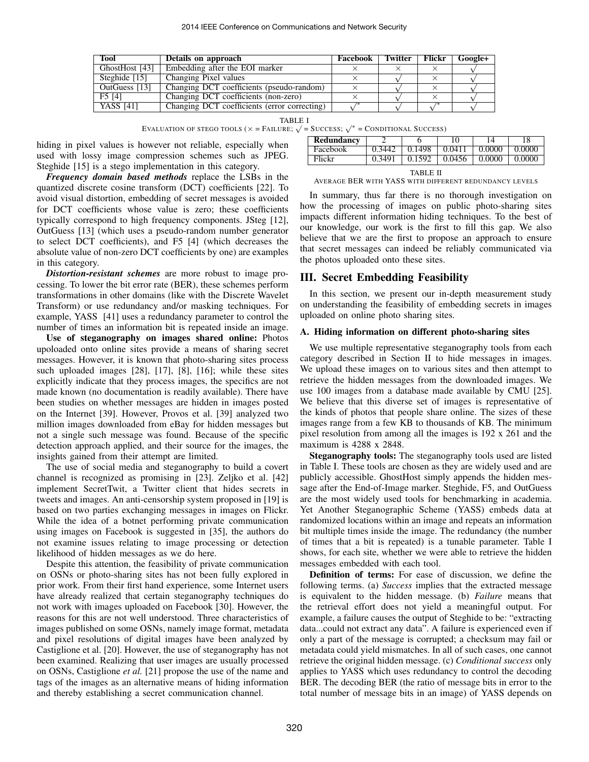| Tool | Details on approach | Facebook | Twitter | Flickr | Google+ |
|---|---|---|---|---|---|
| GhostHost [43] | Embedding after the EOI marker | × | × | × | √ |
| Steghide [15] | Changing Pixel values | × | √ | × | √ |
| OutGuess [13] | Changing DCT coefficients (pseudo-random) | × | √ | × | √ |
| F5 [4] | Changing DCT coefficients (non-zero) | × | √ | × | √ |
| YASS [41] | Changing DCT coefficients (error correcting) | √* | √ | √* | √ |

TABLE I
EVALUATION OF STEGO TOOLS (× = FAILURE; √ = SUCCESS; √* = CONDITIONAL SUCCESS)

hiding in pixel values is however not reliable, especially when used with lossy image compression schemes such as JPEG. Steghide [15] is a stego implementation in this category.

***Frequency domain based methods*** replace the LSBs in the quantized discrete cosine transform (DCT) coefficients [22]. To avoid visual distortion, embedding of secret messages is avoided for DCT coefficients whose value is zero; these coefficients typically correspond to high frequency components. JSteg [12], OutGuess [13] (which uses a pseudo-random number generator to select DCT coefficients), and F5 [4] (which decreases the absolute value of non-zero DCT coefficients by one) are examples in this category.

***Distortion-resistant schemes*** are more robust to image processing. To lower the bit error rate (BER), these schemes perform transformations in other domains (like with the Discrete Wavelet Transform) or use redundancy and/or masking techniques. For example, YASS [41] uses a redundancy parameter to control the number of times an information bit is repeated inside an image.

**Use of steganography on images shared online:** Photos upoloaded onto online sites provide a means of sharing secret messages. However, it is known that photo-sharing sites process such uploaded images [28], [17], [8], [16]; while these sites explicitly indicate that they process images, the specifics are not made known (no documentation is readily available). There have been studies on whether messages are hidden in images posted on the Internet [39]. However, Provos et al. [39] analyzed two million images downloaded from eBay for hidden messages but not a single such message was found. Because of the specific detection approach applied, and their source for the images, the insights gained from their attempt are limited.

The use of social media and steganography to build a covert channel is recognized as promising in [23]. Zeljko et al. [42] implement SecretTwit, a Twitter client that hides secrets in tweets and images. An anti-censorship system proposed in [19] is based on two parties exchanging messages in images on Flickr. While the idea of a botnet performing private communication using images on Facebook is suggested in [35], the authors do not examine issues relating to image processing or detection likelihood of hidden messages as we do here.

Despite this attention, the feasibility of private communication on OSNs or photo-sharing sites has not been fully explored in prior work. From their first hand experience, some Internet users have already realized that certain steganography techniques do not work with images uploaded on Facebook [30]. However, the reasons for this are not well understood. Three characteristics of images published on some OSNs, namely image format, metadata and pixel resolutions of digital images have been analyzed by Castiglione et al. [20]. However, the use of steganography has not been examined. Realizing that user images are usually processed on OSNs, Castiglione *et al.* [21] propose the use of the name and tags of the images as an alternative means of hiding information and thereby establishing a secret communication channel.

| Redundancy | 2 | 6 | 10 | 14 | 18 |
|---|---|---|---|---|---|
| Facebook | 0.3442 | 0.1498 | 0.0411 | 0.0000 | 0.0000 |
| Flickr | 0.3491 | 0.1592 | 0.0456 | 0.0000 | 0.0000 |

TABLE II
AVERAGE BER WITH YASS WITH DIFFERENT REDUNDANCY LEVELS

In summary, thus far there is no thorough investigation on how the processing of images on public photo-sharing sites impacts different information hiding techniques. To the best of our knowledge, our work is the first to fill this gap. We also believe that we are the first to propose an approach to ensure that secret messages can indeed be reliably communicated via the photos uploaded onto these sites.

## III. Secret Embedding Feasibility

In this section, we present our in-depth measurement study on understanding the feasibility of embedding secrets in images uploaded on online photo sharing sites.

### A. Hiding information on different photo-sharing sites

We use multiple representative steganography tools from each category described in Section II to hide messages in images. We upload these images on to various sites and then attempt to retrieve the hidden messages from the downloaded images. We use 100 images from a database made available by CMU [25]. We believe that this diverse set of images is representative of the kinds of photos that people share online. The sizes of these images range from a few KB to thousands of KB. The minimum pixel resolution from among all the images is 192 x 261 and the maximum is 4288 x 2848.

**Steganography tools:** The steganography tools used are listed in Table I. These tools are chosen as they are widely used and are publicly accessible. GhostHost simply appends the hidden message after the End-of-Image marker. Steghide, F5, and OutGuess are the most widely used tools for benchmarking in academia. Yet Another Steganographic Scheme (YASS) embeds data at randomized locations within an image and repeats an information bit multiple times inside the image. The redundancy (the number of times that a bit is repeated) is a tunable parameter. Table I shows, for each site, whether we were able to retrieve the hidden messages embedded with each tool.

**Definition of terms:** For ease of discussion, we define the following terms. (a) *Success* implies that the extracted message is equivalent to the hidden message. (b) *Failure* means that the retrieval effort does not yield a meaningful output. For example, a failure causes the output of Steghide to be: "extracting data...could not extract any data". A failure is experienced even if only a part of the message is corrupted; a checksum may fail or metadata could yield mismatches. In all of such cases, one cannot retrieve the original hidden message. (c) *Conditional success* only applies to YASS which uses redundancy to control the decoding BER. The decoding BER (the ratio of message bits in error to the total number of message bits in an image) of YASS depends on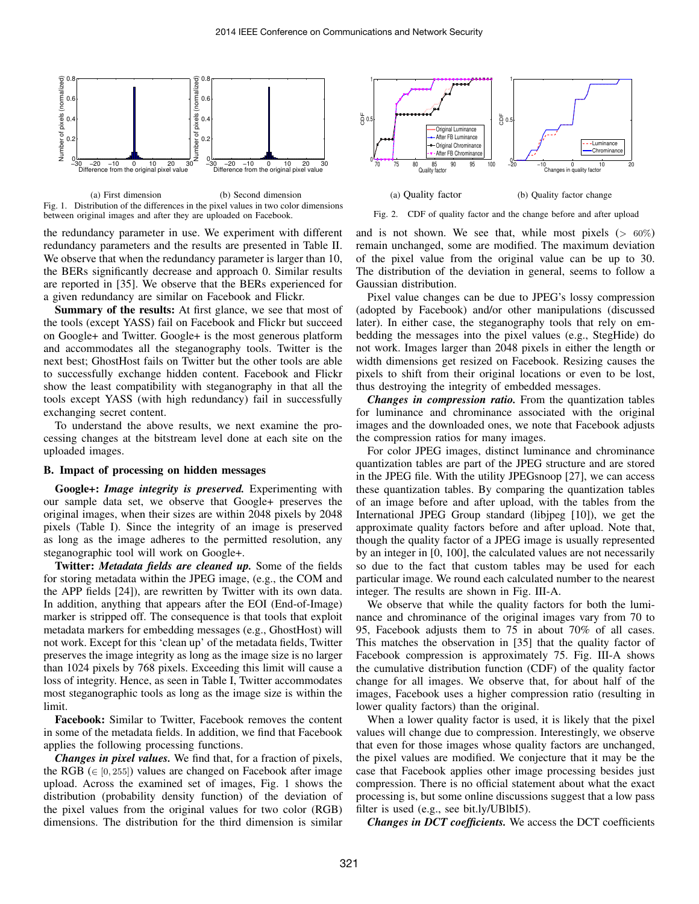0.8

0.6

0.4

0.2

0

−30 −20 −10 0 10 20 30

Number of pixels (normalized)

Difference from the original pixel value

0.8

0.6

0.4

0.2

0

−30 −20 −10 0 10 20 30

Number of pixels (normalized)

Difference from the original pixel value

(a) First dimension (b) Second dimension

Fig. 1. Distribution of the differences in the pixel values in two color dimensions between original images and after they are uploaded on Facebook.

1

0.5

0

70 75 80 85 90 95 100

CDF

Quality factor

Original Luminance

After FB Luminance

Original Chrominance

After FB Chrominance

1

0.5

0

−20 −10 0 10 20

CDF

Changes in quality factor

Luminance

Chrominance

(a) Quality factor (b) Quality factor change

Fig. 2. CDF of quality factor and the change before and after upload

the redundancy parameter in use. We experiment with different redundancy parameters and the results are presented in Table II. We observe that when the redundancy parameter is larger than 10, the BERs significantly decrease and approach 0. Similar results are reported in [35]. We observe that the BERs experienced for a given redundancy are similar on Facebook and Flickr.

**Summary of the results:** At first glance, we see that most of the tools (except YASS) fail on Facebook and Flickr but succeed on Google+ and Twitter. Google+ is the most generous platform and accommodates all the steganography tools. Twitter is the next best; GhostHost fails on Twitter but the other tools are able to successfully exchange hidden content. Facebook and Flickr show the least compatibility with steganography in that all the tools except YASS (with high redundancy) fail in successfully exchanging secret content.

To understand the above results, we next examine the processing changes at the bitstream level done at each site on the uploaded images.

### B. Impact of processing on hidden messages

**Google+:** ***Image integrity is preserved.*** Experimenting with our sample data set, we observe that Google+ preserves the original images, when their sizes are within 2048 pixels by 2048 pixels (Table I). Since the integrity of an image is preserved as long as the image adheres to the permitted resolution, any steganographic tool will work on Google+.

**Twitter:** ***Metadata fields are cleaned up.*** Some of the fields for storing metadata within the JPEG image, (e.g., the COM and the APP fields [24]), are rewritten by Twitter with its own data. In addition, anything that appears after the EOI (End-of-Image) marker is stripped off. The consequence is that tools that exploit metadata markers for embedding messages (e.g., GhostHost) will not work. Except for this 'clean up' of the metadata fields, Twitter preserves the image integrity as long as the image size is no larger than 1024 pixels by 768 pixels. Exceeding this limit will cause a loss of integrity. Hence, as seen in Table I, Twitter accommodates most steganographic tools as long as the image size is within the limit.

**Facebook:** Similar to Twitter, Facebook removes the content in some of the metadata fields. In addition, we find that Facebook applies the following processing functions.

***Changes in pixel values.*** We find that, for a fraction of pixels, the RGB ($\in [0, 255]$) values are changed on Facebook after image upload. Across the examined set of images, Fig. 1 shows the distribution (probability density function) of the deviation of the pixel values from the original values for two color (RGB) dimensions. The distribution for the third dimension is similar and is not shown. We see that, while most pixels ($> 60\%$) remain unchanged, some are modified. The maximum deviation of the pixel value from the original value can be up to 30. The distribution of the deviation in general, seems to follow a Gaussian distribution.

Pixel value changes can be due to JPEG's lossy compression (adopted by Facebook) and/or other manipulations (discussed later). In either case, the steganography tools that rely on embedding the messages into the pixel values (e.g., StegHide) do not work. Images larger than 2048 pixels in either the length or width dimensions get resized on Facebook. Resizing causes the pixels to shift from their original locations or even to be lost, thus destroying the integrity of embedded messages.

***Changes in compression ratio.*** From the quantization tables for luminance and chrominance associated with the original images and the downloaded ones, we note that Facebook adjusts the compression ratios for many images.

For color JPEG images, distinct luminance and chrominance quantization tables are part of the JPEG structure and are stored in the JPEG file. With the utility JPEGsnoop [27], we can access these quantization tables. By comparing the quantization tables of an image before and after upload, with the tables from the International JPEG Group standard (libjpeg [10]), we get the approximate quality factors before and after upload. Note that, though the quality factor of a JPEG image is usually represented by an integer in [0, 100], the calculated values are not necessarily so due to the fact that custom tables may be used for each particular image. We round each calculated number to the nearest integer. The results are shown in Fig. III-A.

We observe that while the quality factors for both the luminance and chrominance of the original images vary from 70 to 95, Facebook adjusts them to 75 in about 70% of all cases. This matches the observation in [35] that the quality factor of Facebook compression is approximately 75. Fig. III-A shows the cumulative distribution function (CDF) of the quality factor change for all images. We observe that, for about half of the images, Facebook uses a higher compression ratio (resulting in lower quality factors) than the original.

When a lower quality factor is used, it is likely that the pixel values will change due to compression. Interestingly, we observe that even for those images whose quality factors are unchanged, the pixel values are modified. We conjecture that it may be the case that Facebook applies other image processing besides just compression. There is no official statement about what the exact processing is, but some online discussions suggest that a low pass filter is used (e.g., see bit.ly/UBlbI5).

***Changes in DCT coefficients.*** We access the DCT coefficients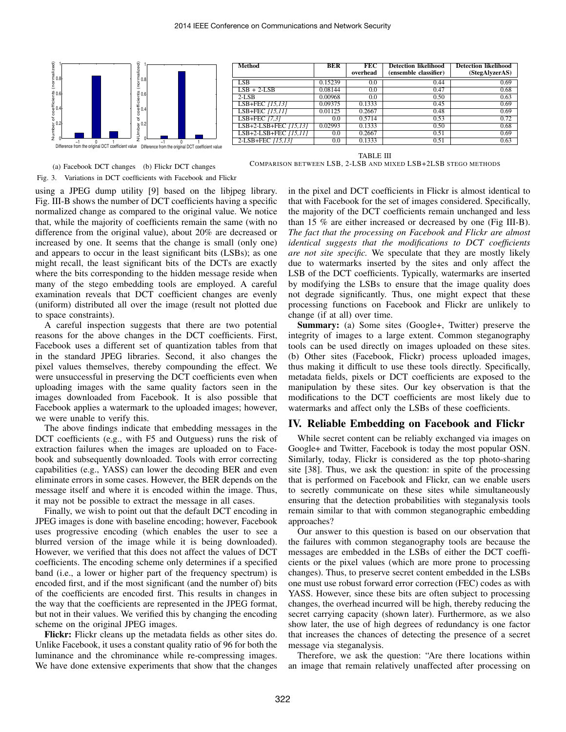(a) Facebook DCT changes (b) Flickr DCT changes

Fig. 3. Variations in DCT coefficients with Facebook and Flickr

| Method | BER | FEC overhead | Detection likelihood (ensemble classifier) | Detection likelihood (StegAlyzerAS) |
|---|---|---|---|---|
| LSB | 0.15239 | 0.0 | 0.44 | 0.69 |
| LSB + 2-LSB | 0.08144 | 0.0 | 0.47 | 0.68 |
| 2-LSB | 0.00968 | 0.0 | 0.50 | 0.63 |
| LSB+FEC *[15,13]* | 0.09375 | 0.1333 | 0.45 | 0.69 |
| LSB+FEC *[15,11]* | 0.01125 | 0.2667 | 0.48 | 0.69 |
| LSB+FEC *[7,3]* | 0.0 | 0.5714 | 0.53 | 0.72 |
| LSB+2-LSB+FEC *[15,13]* | 0.02993 | 0.1333 | 0.50 | 0.68 |
| LSB+2-LSB+FEC *[15,11]* | 0.0 | 0.2667 | 0.51 | 0.69 |
| 2-LSB+FEC *[15,13]* | 0.0 | 0.1333 | 0.51 | 0.63 |

TABLE III
COMPARISON BETWEEN LSB, 2-LSB AND MIXED LSB+2LSB STEGO METHODS

using a JPEG dump utility [9] based on the libjpeg library. Fig. III-B shows the number of DCT coefficients having a specific normalized change as compared to the original value. We notice that, while the majority of coefficients remain the same (with no difference from the original value), about 20% are decreased or increased by one. It seems that the change is small (only one) and appears to occur in the least significant bits (LSBs); as one might recall, the least significant bits of the DCTs are exactly where the bits corresponding to the hidden message reside when many of the stego embedding tools are employed. A careful examination reveals that DCT coefficient changes are evenly (uniform) distributed all over the image (result not plotted due to space constraints).

A careful inspection suggests that there are two potential reasons for the above changes in the DCT coefficients. First, Facebook uses a different set of quantization tables from that in the standard JPEG libraries. Second, it also changes the pixel values themselves, thereby compounding the effect. We were unsuccessful in preserving the DCT coefficients even when uploading images with the same quality factors seen in the images downloaded from Facebook. It is also possible that Facebook applies a watermark to the uploaded images; however, we were unable to verify this.

The above findings indicate that embedding messages in the DCT coefficients (e.g., with F5 and Outguess) runs the risk of extraction failures when the images are uploaded on to Facebook and subsequently downloaded. Tools with error correcting capabilities (e.g., YASS) can lower the decoding BER and even eliminate errors in some cases. However, the BER depends on the message itself and where it is encoded within the image. Thus, it may not be possible to extract the message in all cases.

Finally, we wish to point out that the default DCT encoding in JPEG images is done with baseline encoding; however, Facebook uses progressive encoding (which enables the user to see a blurred version of the image while it is being downloaded). However, we verified that this does not affect the values of DCT coefficients. The encoding scheme only determines if a specified band (i.e., a lower or higher part of the frequency spectrum) is encoded first, and if the most significant (and the number of) bits of the coefficients are encoded first. This results in changes in the way that the coefficients are represented in the JPEG format, but not in their values. We verified this by changing the encoding scheme on the original JPEG images.

**Flickr:** Flickr cleans up the metadata fields as other sites do. Unlike Facebook, it uses a constant quality ratio of 96 for both the luminance and the chrominance while re-compressing images. We have done extensive experiments that show that the changes in the pixel and DCT coefficients in Flickr is almost identical to that with Facebook for the set of images considered. Specifically, the majority of the DCT coefficients remain unchanged and less than 15 % are either increased or decreased by one (Fig III-B). *The fact that the processing on Facebook and Flickr are almost identical suggests that the modifications to DCT coefficients are not site specific.* We speculate that they are mostly likely due to watermarks inserted by the sites and only affect the LSB of the DCT coefficients. Typically, watermarks are inserted by modifying the LSBs to ensure that the image quality does not degrade significantly. Thus, one might expect that these processing functions on Facebook and Flickr are unlikely to change (if at all) over time.

**Summary:** (a) Some sites (Google+, Twitter) preserve the integrity of images to a large extent. Common steganography tools can be used directly on images uploaded on these sites. (b) Other sites (Facebook, Flickr) process uploaded images, thus making it difficult to use these tools directly. Specifically, metadata fields, pixels or DCT coefficients are exposed to the manipulation by these sites. Our key observation is that the modifications to the DCT coefficients are most likely due to watermarks and affect only the LSBs of these coefficients.

## IV. Reliable Embedding on Facebook and Flickr

While secret content can be reliably exchanged via images on Google+ and Twitter, Facebook is today the most popular OSN. Similarly, today, Flickr is considered as the top photo-sharing site [38]. Thus, we ask the question: in spite of the processing that is performed on Facebook and Flickr, can we enable users to secretly communicate on these sites while simultaneously ensuring that the detection probabilities with steganalysis tools remain similar to that with common steganographic embedding approaches?

Our answer to this question is based on our observation that the failures with common steganography tools are because the messages are embedded in the LSBs of either the DCT coefficients or the pixel values (which are more prone to processing changes). Thus, to preserve secret content embedded in the LSBs one must use robust forward error correction (FEC) codes as with YASS. However, since these bits are often subject to processing changes, the overhead incurred will be high, thereby reducing the secret carrying capacity (shown later). Furthermore, as we also show later, the use of high degrees of redundancy is one factor that increases the chances of detecting the presence of a secret message via steganalysis.

Therefore, we ask the question: "Are there locations within an image that remain relatively unaffected after processing on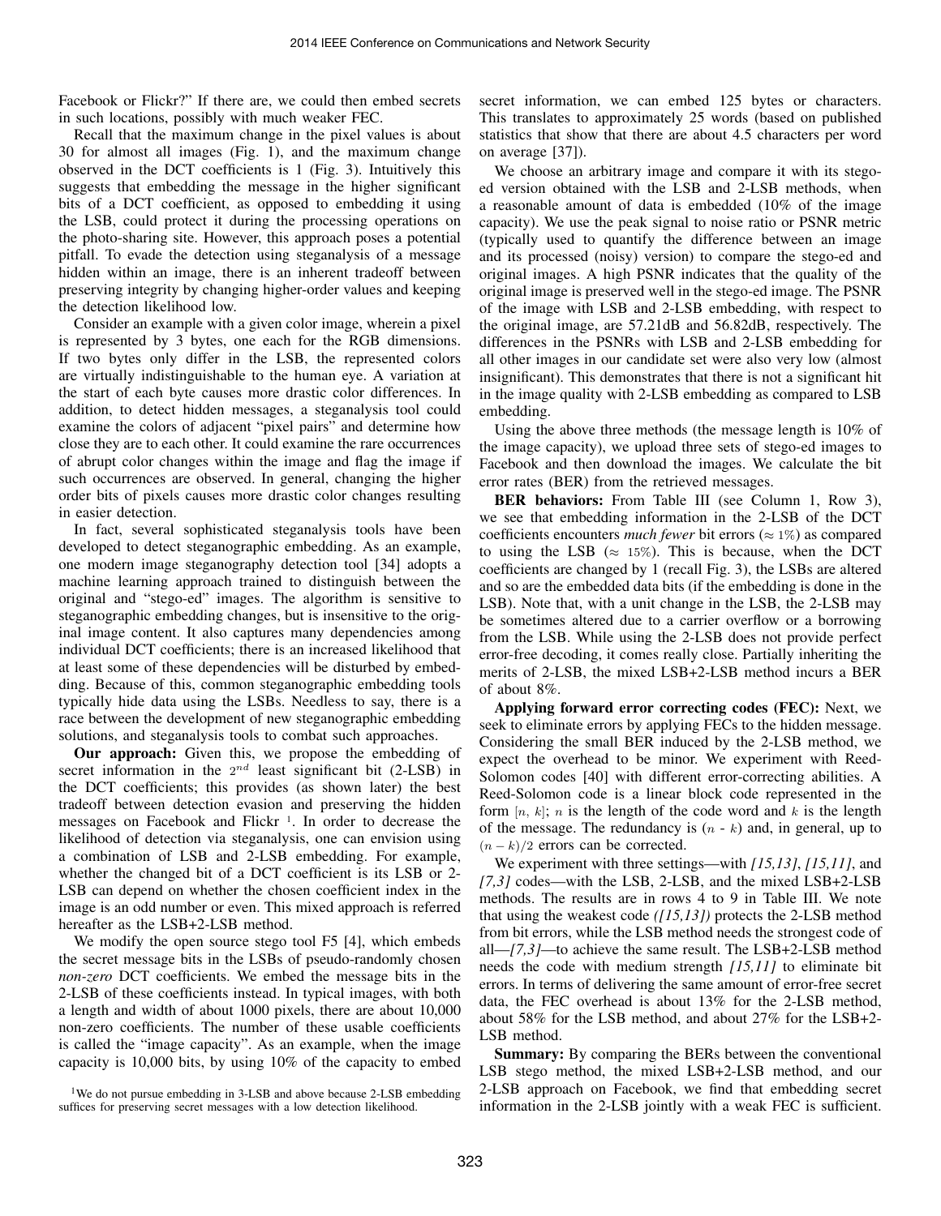Facebook or Flickr?" If there are, we could then embed secrets in such locations, possibly with much weaker FEC.

Recall that the maximum change in the pixel values is about 30 for almost all images (Fig. 1), and the maximum change observed in the DCT coefficients is 1 (Fig. 3). Intuitively this suggests that embedding the message in the higher significant bits of a DCT coefficient, as opposed to embedding it using the LSB, could protect it during the processing operations on the photo-sharing site. However, this approach poses a potential pitfall. To evade the detection using steganalysis of a message hidden within an image, there is an inherent tradeoff between preserving integrity by changing higher-order values and keeping the detection likelihood low.

Consider an example with a given color image, wherein a pixel is represented by 3 bytes, one each for the RGB dimensions. If two bytes only differ in the LSB, the represented colors are virtually indistinguishable to the human eye. A variation at the start of each byte causes more drastic color differences. In addition, to detect hidden messages, a steganalysis tool could examine the colors of adjacent "pixel pairs" and determine how close they are to each other. It could examine the rare occurrences of abrupt color changes within the image and flag the image if such occurrences are observed. In general, changing the higher order bits of pixels causes more drastic color changes resulting in easier detection.

In fact, several sophisticated steganalysis tools have been developed to detect steganographic embedding. As an example, one modern image steganography detection tool [34] adopts a machine learning approach trained to distinguish between the original and "stego-ed" images. The algorithm is sensitive to steganographic embedding changes, but is insensitive to the original image content. It also captures many dependencies among individual DCT coefficients; there is an increased likelihood that at least some of these dependencies will be disturbed by embedding. Because of this, common steganographic embedding tools typically hide data using the LSBs. Needless to say, there is a race between the development of new steganographic embedding solutions, and steganalysis tools to combat such approaches.

**Our approach:** Given this, we propose the embedding of secret information in the $2^{nd}$ least significant bit (2-LSB) in the DCT coefficients; this provides (as shown later) the best tradeoff between detection evasion and preserving the hidden messages on Facebook and Flickr [1]. In order to decrease the likelihood of detection via steganalysis, one can envision using a combination of LSB and 2-LSB embedding. For example, whether the changed bit of a DCT coefficient is its LSB or 2-LSB can depend on whether the chosen coefficient index in the image is an odd number or even. This mixed approach is referred hereafter as the LSB+2-LSB method.

We modify the open source stego tool F5 [4], which embeds the secret message bits in the LSBs of pseudo-randomly chosen *non-zero* DCT coefficients. We embed the message bits in the 2-LSB of these coefficients instead. In typical images, with both a length and width of about 1000 pixels, there are about 10,000 non-zero coefficients. The number of these usable coefficients is called the "image capacity". As an example, when the image capacity is 10,000 bits, by using 10% of the capacity to embed secret information, we can embed 125 bytes or characters. This translates to approximately 25 words (based on published statistics that show that there are about 4.5 characters per word on average [37]).

We choose an arbitrary image and compare it with its stego-ed version obtained with the LSB and 2-LSB methods, when a reasonable amount of data is embedded (10% of the image capacity). We use the peak signal to noise ratio or PSNR metric (typically used to quantify the difference between an image and its processed (noisy) version) to compare the stego-ed and original images. A high PSNR indicates that the quality of the original image is preserved well in the stego-ed image. The PSNR of the image with LSB and 2-LSB embedding, with respect to the original image, are 57.21dB and 56.82dB, respectively. The differences in the PSNRs with LSB and 2-LSB embedding for all other images in our candidate set were also very low (almost insignificant). This demonstrates that there is not a significant hit in the image quality with 2-LSB embedding as compared to LSB embedding.

Using the above three methods (the message length is 10% of the image capacity), we upload three sets of stego-ed images to Facebook and then download the images. We calculate the bit error rates (BER) from the retrieved messages.

**BER behaviors:** From Table III (see Column 1, Row 3), we see that embedding information in the 2-LSB of the DCT coefficients encounters *much fewer* bit errors ($\approx 1\%$) as compared to using the LSB ($\approx 15\%$). This is because, when the DCT coefficients are changed by 1 (recall Fig. 3), the LSBs are altered and so are the embedded data bits (if the embedding is done in the LSB). Note that, with a unit change in the LSB, the 2-LSB may be sometimes altered due to a carrier overflow or a borrowing from the LSB. While using the 2-LSB does not provide perfect error-free decoding, it comes really close. Partially inheriting the merits of 2-LSB, the mixed LSB+2-LSB method incurs a BER of about 8%.

**Applying forward error correcting codes (FEC):** Next, we seek to eliminate errors by applying FECs to the hidden message. Considering the small BER induced by the 2-LSB method, we expect the overhead to be minor. We experiment with Reed-Solomon codes [40] with different error-correcting abilities. A Reed-Solomon code is a linear block code represented in the form $[n, k]$; $n$ is the length of the code word and $k$ is the length of the message. The redundancy is ($n$ - $k$) and, in general, up to $(n-k)/2$ errors can be corrected.

We experiment with three settings—with *[15,13]*, *[15,11]*, and *[7,3]* codes—with the LSB, 2-LSB, and the mixed LSB+2-LSB methods. The results are in rows 4 to 9 in Table III. We note that using the weakest code *([15,13])* protects the 2-LSB method from bit errors, while the LSB method needs the strongest code of all—*[7,3]*—to achieve the same result. The LSB+2-LSB method needs the code with medium strength *[15,11]* to eliminate bit errors. In terms of delivering the same amount of error-free secret data, the FEC overhead is about 13% for the 2-LSB method, about 58% for the LSB method, and about 27% for the LSB+2-LSB method.

**Summary:** By comparing the BERs between the conventional LSB stego method, the mixed LSB+2-LSB method, and our 2-LSB approach on Facebook, we find that embedding secret information in the 2-LSB jointly with a weak FEC is sufficient.

[1] We do not pursue embedding in 3-LSB and above because 2-LSB embedding suffices for preserving secret messages with a low detection likelihood.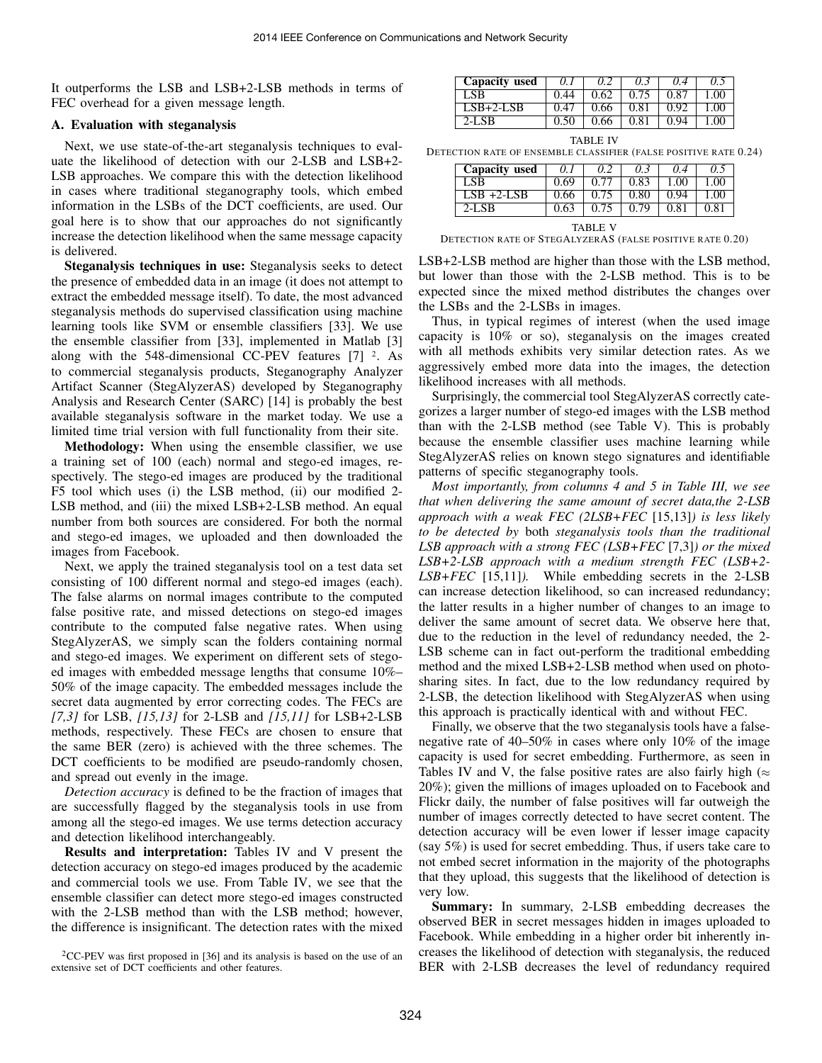It outperforms the LSB and LSB+2-LSB methods in terms of FEC overhead for a given message length.

### A. Evaluation with steganalysis

Next, we use state-of-the-art steganalysis techniques to evaluate the likelihood of detection with our 2-LSB and LSB+2-LSB approaches. We compare this with the detection likelihood in cases where traditional steganography tools, which embed information in the LSBs of the DCT coefficients, are used. Our goal here is to show that our approaches do not significantly increase the detection likelihood when the same message capacity is delivered.

**Steganalysis techniques in use:** Steganalysis seeks to detect the presence of embedded data in an image (it does not attempt to extract the embedded message itself). To date, the most advanced steganalysis methods do supervised classification using machine learning tools like SVM or ensemble classifiers [33]. We use the ensemble classifier from [33], implemented in Matlab [3] along with the 548-dimensional CC-PEV features [7] [2]. As to commercial steganalysis products, Steganography Analyzer Artifact Scanner (StegAlyzerAS) developed by Steganography Analysis and Research Center (SARC) [14] is probably the best available steganalysis software in the market today. We use a limited time trial version with full functionality from their site.

**Methodology:** When using the ensemble classifier, we use a training set of 100 (each) normal and stego-ed images, respectively. The stego-ed images are produced by the traditional F5 tool which uses (i) the LSB method, (ii) our modified 2-LSB method, and (iii) the mixed LSB+2-LSB method. An equal number from both sources are considered. For both the normal and stego-ed images, we uploaded and then downloaded the images from Facebook.

Next, we apply the trained steganalysis tool on a test data set consisting of 100 different normal and stego-ed images (each). The false alarms on normal images contribute to the computed false positive rate, and missed detections on stego-ed images contribute to the computed false negative rates. When using StegAlyzerAS, we simply scan the folders containing normal and stego-ed images. We experiment on different sets of stego-ed images with embedded message lengths that consume 10%–50% of the image capacity. The embedded messages include the secret data augmented by error correcting codes. The FECs are *[7,3]* for LSB, *[15,13]* for 2-LSB and *[15,11]* for LSB+2-LSB methods, respectively. These FECs are chosen to ensure that the same BER (zero) is achieved with the three schemes. The DCT coefficients to be modified are pseudo-randomly chosen, and spread out evenly in the image.

*Detection accuracy* is defined to be the fraction of images that are successfully flagged by the steganalysis tools in use from among all the stego-ed images. We use terms detection accuracy and detection likelihood interchangeably.

**Results and interpretation:** Tables IV and V present the detection accuracy on stego-ed images produced by the academic and commercial tools we use. From Table IV, we see that the ensemble classifier can detect more stego-ed images constructed with the 2-LSB method than with the LSB method; however, the difference is insignificant. The detection rates with the mixed LSB+2-LSB method are higher than those with the LSB method, but lower than those with the 2-LSB method. This is to be expected since the mixed method distributes the changes over the LSBs and the 2-LSBs in images.

| Capacity used | *0.1* | *0.2* | *0.3* | *0.4* | *0.5* |
|---|---|---|---|---|---|
| LSB | 0.44 | 0.62 | 0.75 | 0.87 | 1.00 |
| LSB+2-LSB | 0.47 | 0.66 | 0.81 | 0.92 | 1.00 |
| 2-LSB | 0.50 | 0.66 | 0.81 | 0.94 | 1.00 |

TABLE IV
DETECTION RATE OF ENSEMBLE CLASSIFIER (FALSE POSITIVE RATE 0.24)

| Capacity used | *0.1* | *0.2* | *0.3* | *0.4* | *0.5* |
|---|---|---|---|---|---|
| LSB | 0.69 | 0.77 | 0.83 | 1.00 | 1.00 |
| LSB +2-LSB | 0.66 | 0.75 | 0.80 | 0.94 | 1.00 |
| 2-LSB | 0.63 | 0.75 | 0.79 | 0.81 | 0.81 |

TABLE V
DETECTION RATE OF STEGALYZERAS (FALSE POSITIVE RATE 0.20)

Thus, in typical regimes of interest (when the used image capacity is 10% or so), steganalysis on the images created with all methods exhibits very similar detection rates. As we aggressively embed more data into the images, the detection likelihood increases with all methods.

Surprisingly, the commercial tool StegAlyzerAS correctly categorizes a larger number of stego-ed images with the LSB method than with the 2-LSB method (see Table V). This is probably because the ensemble classifier uses machine learning while StegAlyzerAS relies on known stego signatures and identifiable patterns of specific steganography tools.

*Most importantly, from columns 4 and 5 in Table III, we see that when delivering the same amount of secret data,the 2-LSB approach with a weak FEC (2LSB+FEC* [15,13]*) is less likely to be detected by* both *steganalysis tools than the traditional LSB approach with a strong FEC (LSB+FEC* [7,3]*) or the mixed LSB+2-LSB approach with a medium strength FEC (LSB+2-LSB+FEC* [15,11]*).* While embedding secrets in the 2-LSB can increase detection likelihood, so can increased redundancy; the latter results in a higher number of changes to an image to deliver the same amount of secret data. We observe here that, due to the reduction in the level of redundancy needed, the 2-LSB scheme can in fact out-perform the traditional embedding method and the mixed LSB+2-LSB method when used on photo-sharing sites. In fact, due to the low redundancy required by 2-LSB, the detection likelihood with StegAlyzerAS when using this approach is practically identical with and without FEC.

Finally, we observe that the two steganalysis tools have a false-negative rate of 40–50% in cases where only 10% of the image capacity is used for secret embedding. Furthermore, as seen in Tables IV and V, the false positive rates are also fairly high ($\approx$ 20%); given the millions of images uploaded on to Facebook and Flickr daily, the number of false positives will far outweigh the number of images correctly detected to have secret content. The detection accuracy will be even lower if lesser image capacity (say 5%) is used for secret embedding. Thus, if users take care to not embed secret information in the majority of the photographs that they upload, this suggests that the likelihood of detection is very low.

**Summary:** In summary, 2-LSB embedding decreases the observed BER in secret messages hidden in images uploaded to Facebook. While embedding in a higher order bit inherently increases the likelihood of detection with steganalysis, the reduced BER with 2-LSB decreases the level of redundancy required

[2]CC-PEV was first proposed in [36] and its analysis is based on the use of an extensive set of DCT coefficients and other features.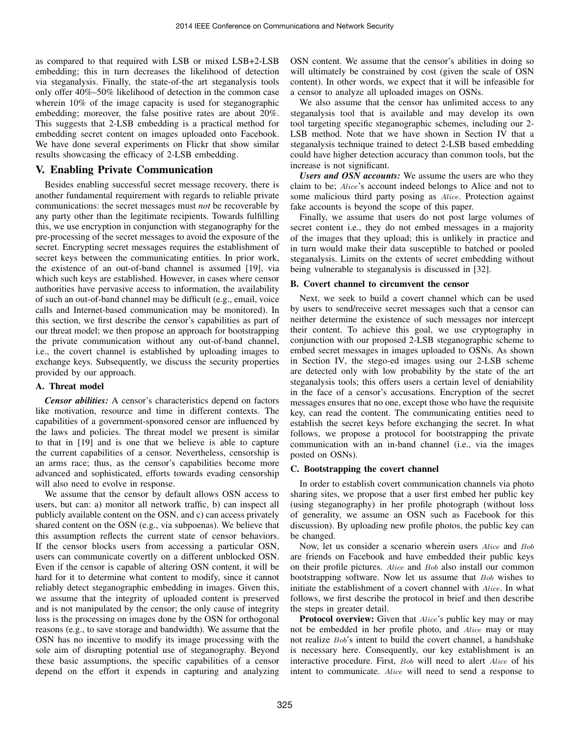as compared to that required with LSB or mixed LSB+2-LSB embedding; this in turn decreases the likelihood of detection via steganalysis. Finally, the state-of-the art steganalysis tools only offer 40%–50% likelihood of detection in the common case wherein 10% of the image capacity is used for steganographic embedding; moreover, the false positive rates are about 20%. This suggests that 2-LSB embedding is a practical method for embedding secret content on images uploaded onto Facebook. We have done several experiments on Flickr that show similar results showcasing the efficacy of 2-LSB embedding.

## V. Enabling Private Communication

Besides enabling successful secret message recovery, there is another fundamental requirement with regards to reliable private communications: the secret messages must *not* be recoverable by any party other than the legitimate recipients. Towards fulfilling this, we use encryption in conjunction with steganography for the pre-processing of the secret messages to avoid the exposure of the secret. Encrypting secret messages requires the establishment of secret keys between the communicating entities. In prior work, the existence of an out-of-band channel is assumed [19], via which such keys are established. However, in cases where censor authorities have pervasive access to information, the availability of such an out-of-band channel may be difficult (e.g., email, voice calls and Internet-based communication may be monitored). In this section, we first describe the censor's capabilities as part of our threat model; we then propose an approach for bootstrapping the private communication without any out-of-band channel, i.e., the covert channel is established by uploading images to exchange keys. Subsequently, we discuss the security properties provided by our approach.

### A. Threat model

***Censor abilities:*** A censor's characteristics depend on factors like motivation, resource and time in different contexts. The capabilities of a government-sponsored censor are influenced by the laws and policies. The threat model we present is similar to that in [19] and is one that we believe is able to capture the current capabilities of a censor. Nevertheless, censorship is an arms race; thus, as the censor's capabilities become more advanced and sophisticated, efforts towards evading censorship will also need to evolve in response.

We assume that the censor by default allows OSN access to users, but can: a) monitor all network traffic, b) can inspect all publicly available content on the OSN, and c) can access privately shared content on the OSN (e.g., via subpoenas). We believe that this assumption reflects the current state of censor behaviors. If the censor blocks users from accessing a particular OSN, users can communicate covertly on a different unblocked OSN. Even if the censor is capable of altering OSN content, it will be hard for it to determine what content to modify, since it cannot reliably detect steganographic embedding in images. Given this, we assume that the integrity of uploaded content is preserved and is not manipulated by the censor; the only cause of integrity loss is the processing on images done by the OSN for orthogonal reasons (e.g., to save storage and bandwidth). We assume that the OSN has no incentive to modify its image processing with the sole aim of disrupting potential use of steganography. Beyond these basic assumptions, the specific capabilities of a censor depend on the effort it expends in capturing and analyzing OSN content. We assume that the censor's abilities in doing so will ultimately be constrained by cost (given the scale of OSN content). In other words, we expect that it will be infeasible for a censor to analyze all uploaded images on OSNs.

We also assume that the censor has unlimited access to any steganalysis tool that is available and may develop its own tool targeting specific steganographic schemes, including our 2-LSB method. Note that we have shown in Section IV that a steganalysis technique trained to detect 2-LSB based embedding could have higher detection accuracy than common tools, but the increase is not significant.

***Users and OSN accounts:*** We assume the users are who they claim to be; *Alice*'s account indeed belongs to Alice and not to some malicious third party posing as *Alice*. Protection against fake accounts is beyond the scope of this paper.

Finally, we assume that users do not post large volumes of secret content i.e., they do not embed messages in a majority of the images that they upload; this is unlikely in practice and in turn would make their data susceptible to batched or pooled steganalysis. Limits on the extents of secret embedding without being vulnerable to steganalysis is discussed in [32].

### B. Covert channel to circumvent the censor

Next, we seek to build a covert channel which can be used by users to send/receive secret messages such that a censor can neither determine the existence of such messages nor intercept their content. To achieve this goal, we use cryptography in conjunction with our proposed 2-LSB steganographic scheme to embed secret messages in images uploaded to OSNs. As shown in Section IV, the stego-ed images using our 2-LSB scheme are detected only with low probability by the state of the art steganalysis tools; this offers users a certain level of deniability in the face of a censor's accusations. Encryption of the secret messages ensures that no one, except those who have the requisite key, can read the content. The communicating entities need to establish the secret keys before exchanging the secret. In what follows, we propose a protocol for bootstrapping the private communication with an in-band channel (i.e., via the images posted on OSNs).

### C. Bootstrapping the covert channel

In order to establish covert communication channels via photo sharing sites, we propose that a user first embed her public key (using steganography) in her profile photograph (without loss of generality, we assume an OSN such as Facebook for this discussion). By uploading new profile photos, the public key can be changed.

Now, let us consider a scenario wherein users *Alice* and *Bob* are friends on Facebook and have embedded their public keys on their profile pictures. *Alice* and *Bob* also install our common bootstrapping software. Now let us assume that *Bob* wishes to initiate the establishment of a covert channel with *Alice*. In what follows, we first describe the protocol in brief and then describe the steps in greater detail.

**Protocol overview:** Given that *Alice*'s public key may or may not be embedded in her profile photo, and *Alice* may or may not realize *Bob*'s intent to build the covert channel, a handshake is necessary here. Consequently, our key establishment is an interactive procedure. First, *Bob* will need to alert *Alice* of his intent to communicate. *Alice* will need to send a response to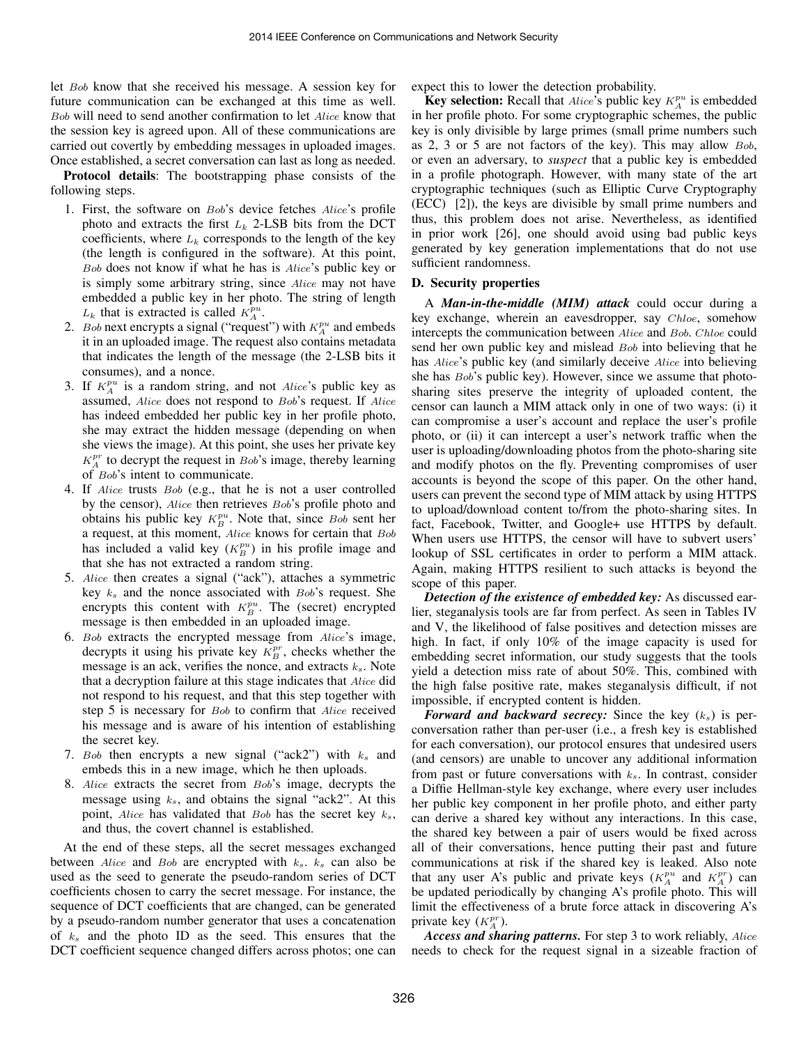let $Bob$ know that she received his message. A session key for future communication can be exchanged at this time as well. $Bob$ will need to send another confirmation to let $Alice$ know that the session key is agreed upon. All of these communications are carried out covertly by embedding messages in uploaded images. Once established, a secret conversation can last as long as needed.

**Protocol details**: The bootstrapping phase consists of the following steps.

1. First, the software on $Bob$'s device fetches $Alice$'s profile photo and extracts the first $L_k$ 2-LSB bits from the DCT coefficients, where $L_k$ corresponds to the length of the key (the length is configured in the software). At this point, $Bob$ does not know if what he has is $Alice$'s public key or is simply some arbitrary string, since $Alice$ may not have embedded a public key in her photo. The string of length $L_k$ that is extracted is called $K_A^{pu}$.
2. $Bob$ next encrypts a signal ("request") with $K_A^{pu}$ and embeds it in an uploaded image. The request also contains metadata that indicates the length of the message (the 2-LSB bits it consumes), and a nonce.
3. If $K_A^{pu}$ is a random string, and not $Alice$'s public key as assumed, $Alice$ does not respond to $Bob$'s request. If $Alice$ has indeed embedded her public key in her profile photo, she may extract the hidden message (depending on when she views the image). At this point, she uses her private key $K_A^{pr}$ to decrypt the request in $Bob$'s image, thereby learning of $Bob$'s intent to communicate.
4. If $Alice$ trusts $Bob$ (e.g., that he is not a user controlled by the censor), $Alice$ then retrieves $Bob$'s profile photo and obtains his public key $K_B^{pu}$. Note that, since $Bob$ sent her a request, at this moment, $Alice$ knows for certain that $Bob$ has included a valid key ($K_B^{pu}$) in his profile image and that she has not extracted a random string.
5. $Alice$ then creates a signal ("ack"), attaches a symmetric key $k_s$ and the nonce associated with $Bob$'s request. She encrypts this content with $K_B^{pu}$. The (secret) encrypted message is then embedded in an uploaded image.
6. $Bob$ extracts the encrypted message from $Alice$'s image, decrypts it using his private key $K_B^{pr}$, checks whether the message is an ack, verifies the nonce, and extracts $k_s$. Note that a decryption failure at this stage indicates that $Alice$ did not respond to his request, and that this step together with step 5 is necessary for $Bob$ to confirm that $Alice$ received his message and is aware of his intention of establishing the secret key.
7. $Bob$ then encrypts a new signal ("ack2") with $k_s$ and embeds this in a new image, which he then uploads.
8. $Alice$ extracts the secret from $Bob$'s image, decrypts the message using $k_s$, and obtains the signal "ack2". At this point, $Alice$ has validated that $Bob$ has the secret key $k_s$, and thus, the covert channel is established.

At the end of these steps, all the secret messages exchanged between $Alice$ and $Bob$ are encrypted with $k_s$. $k_s$ can also be used as the seed to generate the pseudo-random series of DCT coefficients chosen to carry the secret message. For instance, the sequence of DCT coefficients that are changed, can be generated by a pseudo-random number generator that uses a concatenation of $k_s$ and the photo ID as the seed. This ensures that the DCT coefficient sequence changed differs across photos; one can expect this to lower the detection probability.

**Key selection:** Recall that $Alice$'s public key $K_A^{pu}$ is embedded in her profile photo. For some cryptographic schemes, the public key is only divisible by large primes (small prime numbers such as 2, 3 or 5 are not factors of the key). This may allow $Bob$, or even an adversary, to *suspect* that a public key is embedded in a profile photograph. However, with many state of the art cryptographic techniques (such as Elliptic Curve Cryptography (ECC) [2]), the keys are divisible by small prime numbers and thus, this problem does not arise. Nevertheless, as identified in prior work [26], one should avoid using bad public keys generated by key generation implementations that do not use sufficient randomness.

### D. Security properties

A ***Man-in-the-middle (MIM) attack*** could occur during a key exchange, wherein an eavesdropper, say $Chloe$, somehow intercepts the communication between $Alice$ and $Bob$. $Chloe$ could send her own public key and mislead $Bob$ into believing that he has $Alice$'s public key (and similarly deceive $Alice$ into believing she has $Bob$'s public key). However, since we assume that photo-sharing sites preserve the integrity of uploaded content, the censor can launch a MIM attack only in one of two ways: (i) it can compromise a user's account and replace the user's profile photo, or (ii) it can intercept a user's network traffic when the user is uploading/downloading photos from the photo-sharing site and modify photos on the fly. Preventing compromises of user accounts is beyond the scope of this paper. On the other hand, users can prevent the second type of MIM attack by using HTTPS to upload/download content to/from the photo-sharing sites. In fact, Facebook, Twitter, and Google+ use HTTPS by default. When users use HTTPS, the censor will have to subvert users' lookup of SSL certificates in order to perform a MIM attack. Again, making HTTPS resilient to such attacks is beyond the scope of this paper.

***Detection of the existence of embedded key:*** As discussed earlier, steganalysis tools are far from perfect. As seen in Tables IV and V, the likelihood of false positives and detection misses are high. In fact, if only 10% of the image capacity is used for embedding secret information, our study suggests that the tools yield a detection miss rate of about 50%. This, combined with the high false positive rate, makes steganalysis difficult, if not impossible, if encrypted content is hidden.

***Forward and backward secrecy:*** Since the key ($k_s$) is per-conversation rather than per-user (i.e., a fresh key is established for each conversation), our protocol ensures that undesired users (and censors) are unable to uncover any additional information from past or future conversations with $k_s$. In contrast, consider a Diffie Hellman-style key exchange, where every user includes her public key component in her profile photo, and either party can derive a shared key without any interactions. In this case, the shared key between a pair of users would be fixed across all of their conversations, hence putting their past and future communications at risk if the shared key is leaked. Also note that any user A's public and private keys ($K_A^{pu}$ and $K_A^{pr}$) can be updated periodically by changing A's profile photo. This will limit the effectiveness of a brute force attack in discovering A's private key ($K_A^{pr}$).

***Access and sharing patterns.*** For step 3 to work reliably, $Alice$ needs to check for the request signal in a sizeable fraction of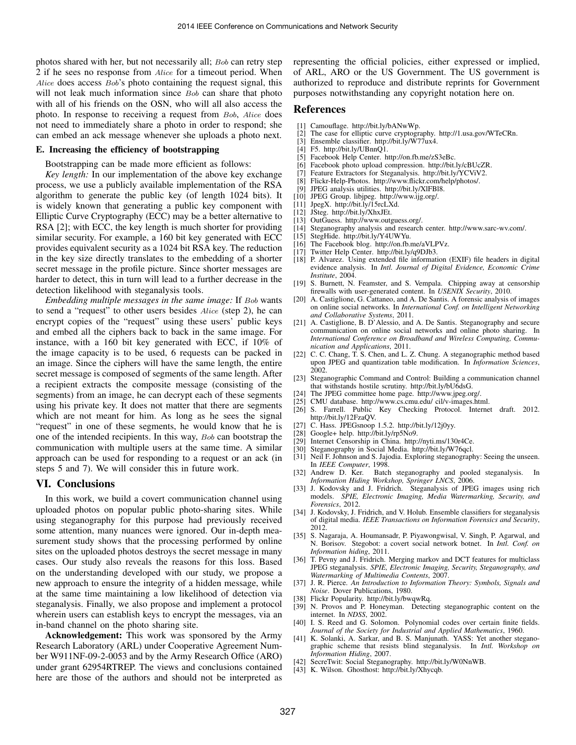photos shared with her, but not necessarily all; *Bob* can retry step 2 if he sees no response from *Alice* for a timeout period. When *Alice* does access *Bob*'s photo containing the request signal, this will not leak much information since *Bob* can share that photo with all of his friends on the OSN, who will all also access the photo. In response to receiving a request from *Bob*, *Alice* does not need to immediately share a photo in order to respond; she can embed an ack message whenever she uploads a photo next.

### E. Increasing the efficiency of bootstrapping

Bootstrapping can be made more efficient as follows:

*Key length:* In our implementation of the above key exchange process, we use a publicly available implementation of the RSA algorithm to generate the public key (of length 1024 bits). It is widely known that generating a public key component with Elliptic Curve Cryptography (ECC) may be a better alternative to RSA [2]; with ECC, the key length is much shorter for providing similar security. For example, a 160 bit key generated with ECC provides equivalent security as a 1024 bit RSA key. The reduction in the key size directly translates to the embedding of a shorter secret message in the profile picture. Since shorter messages are harder to detect, this in turn will lead to a further decrease in the detection likelihood with steganalysis tools.

*Embedding multiple messages in the same image:* If *Bob* wants to send a "request" to other users besides *Alice* (step 2), he can encrypt copies of the "request" using these users' public keys and embed all the ciphers back to back in the same image. For instance, with a 160 bit key generated with ECC, if 10% of the image capacity is to be used, 6 requests can be packed in an image. Since the ciphers will have the same length, the entire secret message is composed of segments of the same length. After a recipient extracts the composite message (consisting of the segments) from an image, he can decrypt each of these segments using his private key. It does not matter that there are segments which are not meant for him. As long as he sees the signal "request" in one of these segments, he would know that he is one of the intended recipients. In this way, *Bob* can bootstrap the communication with multiple users at the same time. A similar approach can be used for responding to a request or an ack (in steps 5 and 7). We will consider this in future work.

## VI. Conclusions

In this work, we build a covert communication channel using uploaded photos on popular public photo-sharing sites. While using steganography for this purpose had previously received some attention, many nuances were ignored. Our in-depth measurement study shows that the processing performed by online sites on the uploaded photos destroys the secret message in many cases. Our study also reveals the reasons for this loss. Based on the understanding developed with our study, we propose a new approach to ensure the integrity of a hidden message, while at the same time maintaining a low likelihood of detection via steganalysis. Finally, we also propose and implement a protocol wherein users can establish keys to encrypt the messages, via an in-band channel on the photo sharing site.

**Acknowledgement:** This work was sponsored by the Army Research Laboratory (ARL) under Cooperative Agreement Number W911NF-09-2-0053 and by the Army Research Office (ARO) under grant 62954RTREP. The views and conclusions contained here are those of the authors and should not be interpreted as representing the official policies, either expressed or implied, of ARL, ARO or the US Government. The US government is authorized to reproduce and distribute reprints for Government purposes notwithstanding any copyright notation here on.

## References

[1] Camouflage. http://bit.ly/bANwWp.
[2] The case for elliptic curve cryptography. http://1.usa.gov/WTeCRn.
[3] Ensemble classifier. http://bit.ly/W77ux4.
[4] F5. http://bit.ly/UBnnQ1.
[5] Facebook Help Center. http://on.fb.me/zS3eBc.
[6] Facebook photo upload compression. http://bit.ly/cBUcZR.
[7] Feature Extractors for Steganalysis. http://bit.ly/YCViV2.
[8] Flickr-Help-Photos. http://www.flickr.com/help/photos/.
[9] JPEG analysis utilities. http://bit.ly/XlFBl8.
[10] JPEG Group. libjpeg. http://www.ijg.org/.
[11] JpegX. http://bit.ly/15rcLXd.
[12] JSteg. http://bit.ly/XhxJEt.
[13] OutGuess. http://www.outguess.org/.
[14] Steganography analysis and research center. http://www.sarc-wv.com/.
[15] StegHide. http://bit.ly/Y4UWYu.
[16] The Facebook blog. http://on.fb.me/aVLPVz.
[17] Twitter Help Center. http://bit.ly/q9DJb3.
[18] P. Alvarez. Using extended file information (EXIF) file headers in digital evidence analysis. In *Intl. Journal of Digital Evidence, Economic Crime Institute*, 2004.
[19] S. Burnett, N. Feamster, and S. Vempala. Chipping away at censorship firewalls with user-generated content. In *USENIX Security*, 2010.
[20] A. Castiglione, G. Cattaneo, and A. De Santis. A forensic analysis of images on online social networks. In *International Conf. on Intelligent Networking and Collaborative Systems*, 2011.
[21] A. Castiglione, B. D'Alessio, and A. De Santis. Steganography and secure communication on online social networks and online photo sharing. In *International Conference on Broadband and Wireless Computing, Communication and Applications*, 2011.
[22] C. C. Chang, T. S. Chen, and L. Z. Chung. A steganographic method based upon JPEG and quantization table modification. In *Information Sciences*, 2002.
[23] Steganographic Command and Control: Building a communication channel that withstands hostile scrutiny. http://bit.ly/bU6dsG.
[24] The JPEG committee home page. http://www.jpeg.org/.
[25] CMU database. http://www.cs.cmu.edu/ cil/v-images.html.
[26] S. Farrell. Public Key Checking Protocol. Internet draft. 2012. http://bit.ly/12FzaQV.
[27] C. Hass. JPEGsnoop 1.5.2. http://bit.ly/12j0yy.
[28] Google+ help. http://bit.ly/rp5No9.
[29] Internet Censorship in China. http://nyti.ms/130r4Ce.
[30] Steganography in Social Media. http://bit.ly/W76qcl.
[31] Neil F. Johnson and S. Jajodia. Exploring steganography: Seeing the unseen. In *IEEE Computer*, 1998.
[32] Andrew D. Ker. Batch steganography and pooled steganalysis. In *Information Hiding Workshop, Springer LNCS*, 2006.
[33] J. Kodovsky and J. Fridrich. Steganalysis of JPEG images using rich models. *SPIE, Electronic Imaging, Media Watermarking, Security, and Forensics*, 2012.
[34] J. Kodovsky, J. Fridrich, and V. Holub. Ensemble classifiers for steganalysis of digital media. *IEEE Transactions on Information Forensics and Security*, 2012.
[35] S. Nagaraja, A. Houmansadr, P. Piyawongwisal, V. Singh, P. Agarwal, and N. Borisov. Stegobot: a covert social network botnet. In *Intl. Conf. on Information hiding*, 2011.
[36] T. Pevny and J. Fridrich. Merging markov and DCT features for multiclass JPEG steganalysis. *SPIE, Electronic Imaging, Security, Steganography, and Watermarking of Multimedia Contents*, 2007.
[37] J. R. Pierce. *An Introduction to Information Theory: Symbols, Signals and Noise*. Dover Publications, 1980.
[38] Flickr Popularity. http://bit.ly/bwqwRq.
[39] N. Provos and P. Honeyman. Detecting steganographic content on the internet. In *NDSS*, 2002.
[40] I. S. Reed and G. Solomon. Polynomial codes over certain finite fields. *Journal of the Society for Industrial and Applied Mathematics*, 1960.
[41] K. Solanki, A. Sarkar, and B. S. Manjunath. YASS: Yet another steganographic scheme that resists blind steganalysis. In *Intl. Workshop on Information Hiding*, 2007.
[42] SecreTwit: Social Steganography. http://bit.ly/W0NnWB.
[43] K. Wilson. Ghosthost: http://bit.ly/Xhycqb.